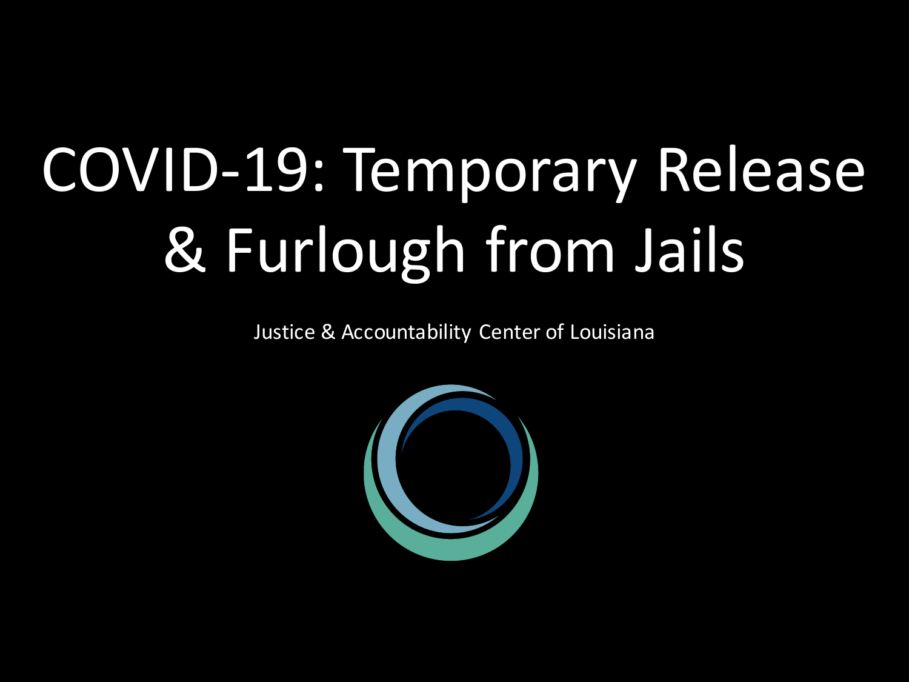# COVID-19: Temporary Release & Furlough from Jails

Justice & Accountability Center of Louisiana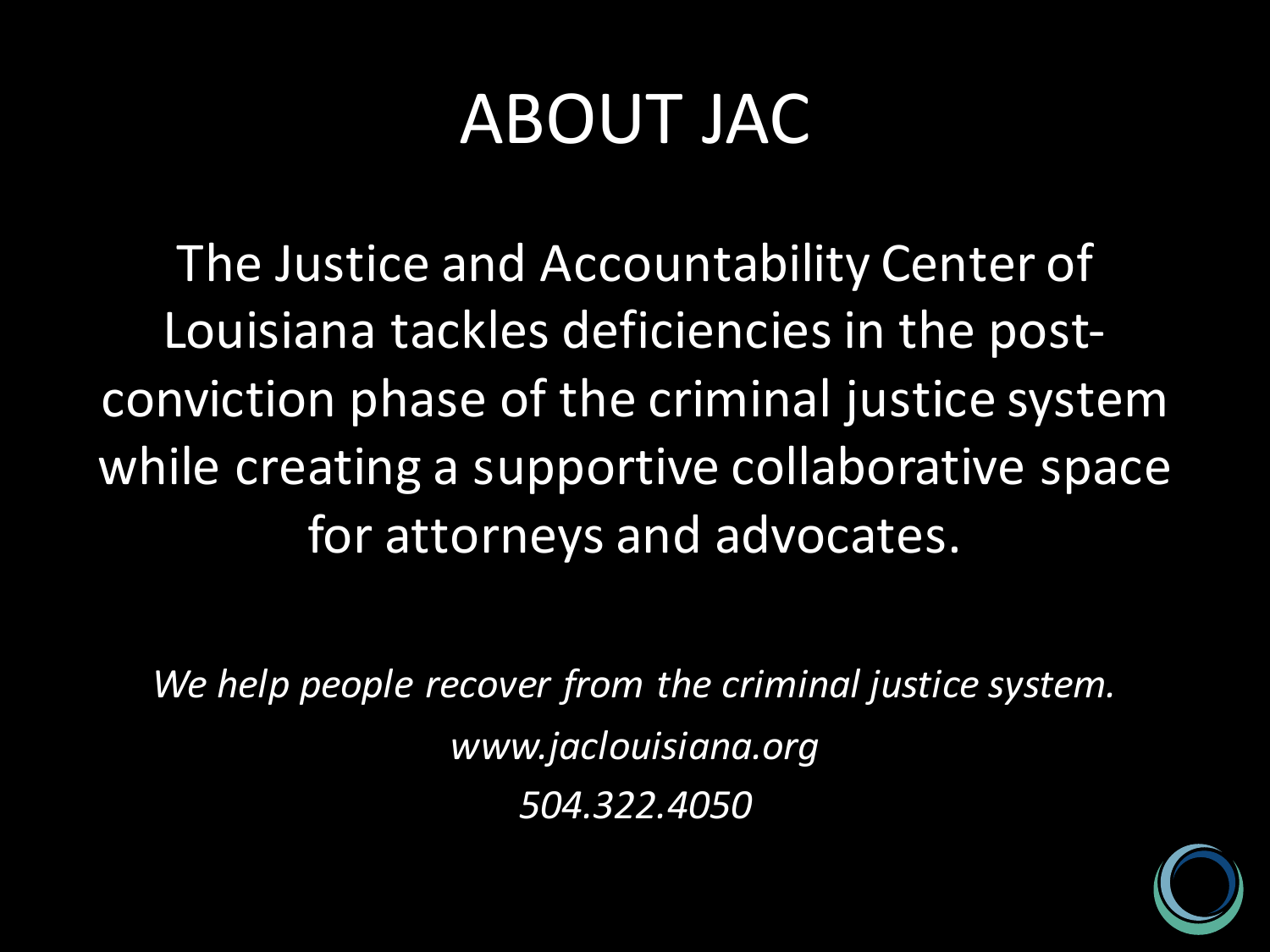# ABOUT JAC

The Justice and Accountability Center of Louisiana tackles deficiencies in the post-conviction phase of the criminal justice system while creating a supportive collaborative space for attorneys and advocates.

*We help people recover from the criminal justice system.*

*www.jaclouisiana.org*

*504.322.4050*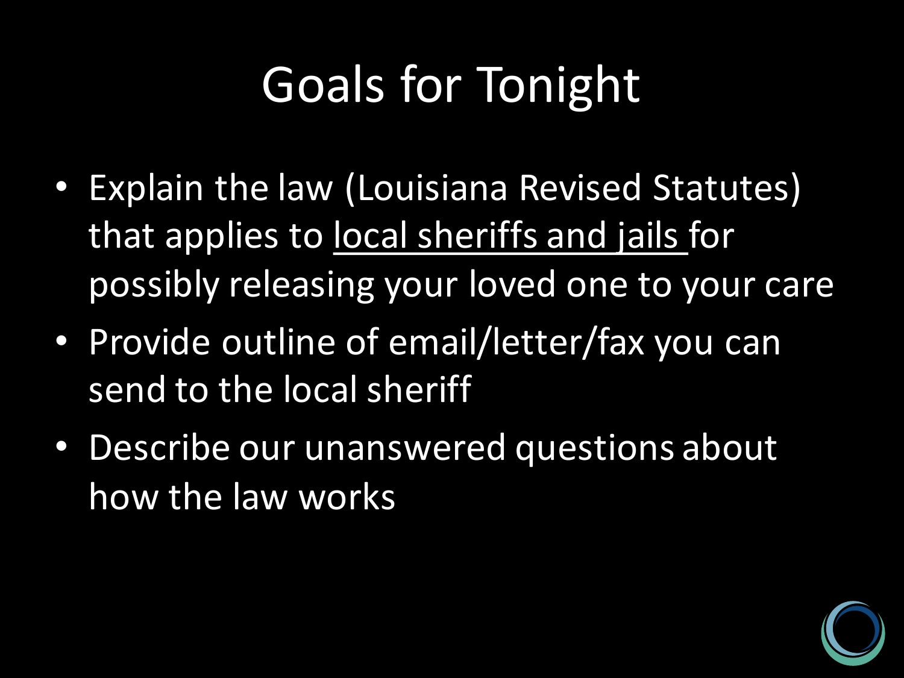# Goals for Tonight

- Explain the law (Louisiana Revised Statutes) that applies to <u>local sheriffs and jails</u> for possibly releasing your loved one to your care
- Provide outline of email/letter/fax you can send to the local sheriff
- Describe our unanswered questions about how the law works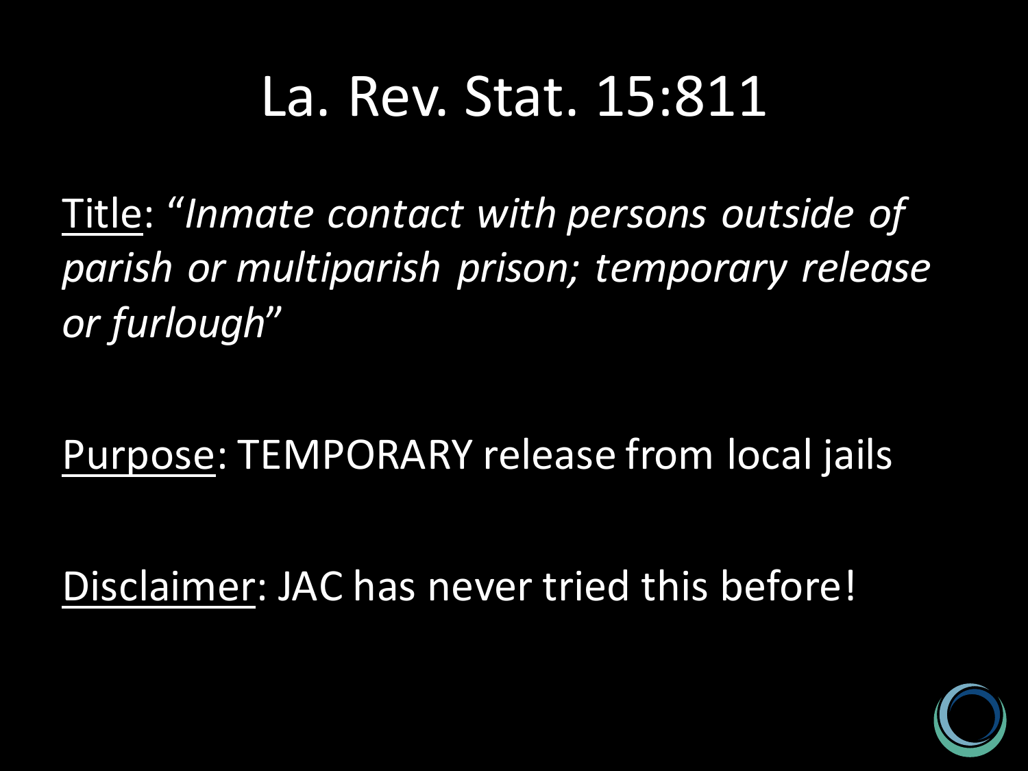# La. Rev. Stat. 15:811

Title: "*Inmate contact with persons outside of parish or multiparish prison; temporary release or furlough*"

Purpose: TEMPORARY release from local jails

Disclaimer: JAC has never tried this before!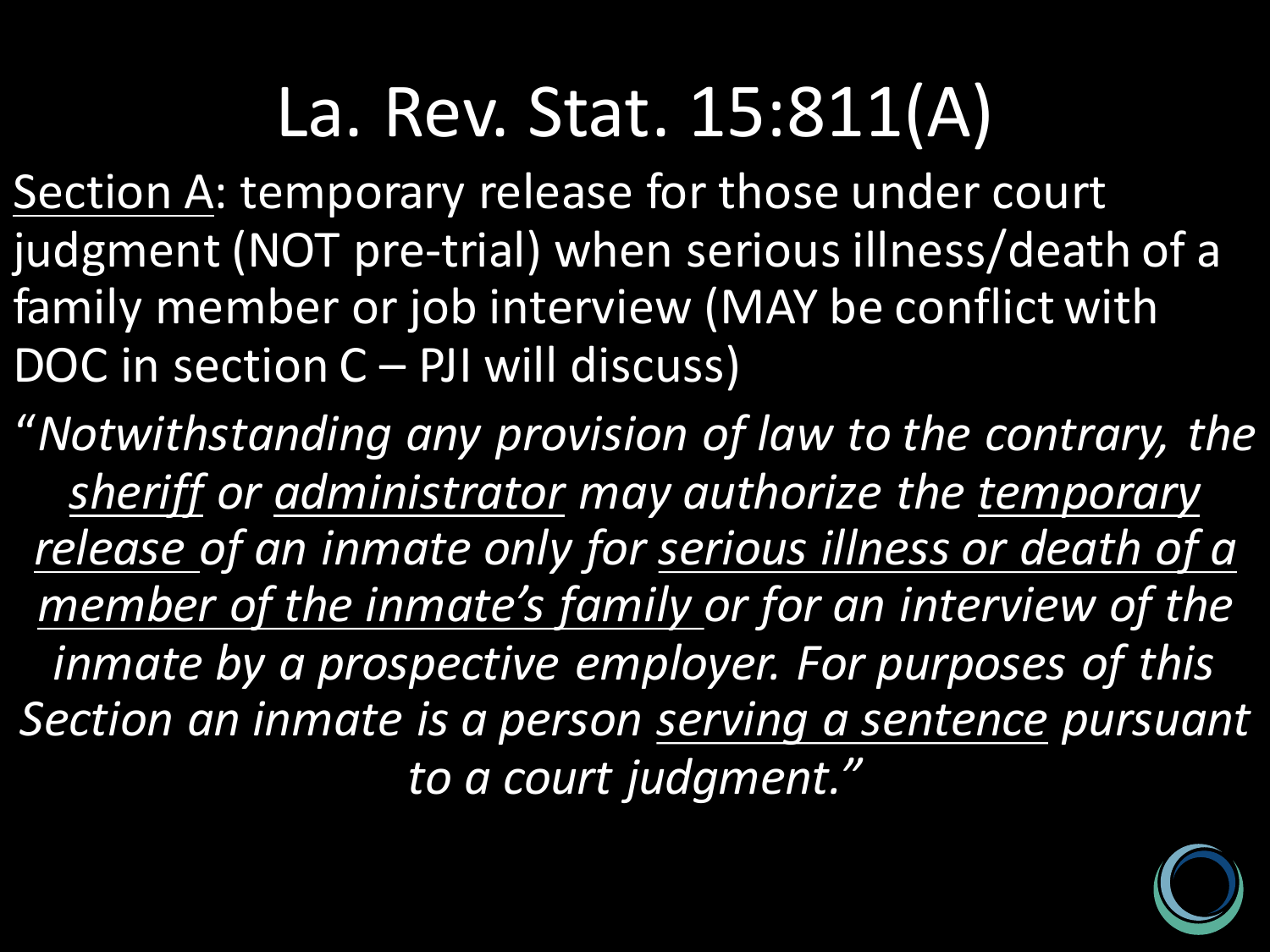# La. Rev. Stat. 15:811(A)

<u>Section A</u>: temporary release for those under court judgment (NOT pre-trial) when serious illness/death of a family member or job interview (MAY be conflict with DOC in section C – PJI will discuss)

*"Notwithstanding any provision of law to the contrary, the <u>sheriff</u> or <u>administrator</u> may authorize the <u>temporary release</u> of an inmate only for <u>serious illness or death of a member of the inmate's family</u> or for an interview of the inmate by a prospective employer. For purposes of this Section an inmate is a person <u>serving a sentence</u> pursuant to a court judgment."*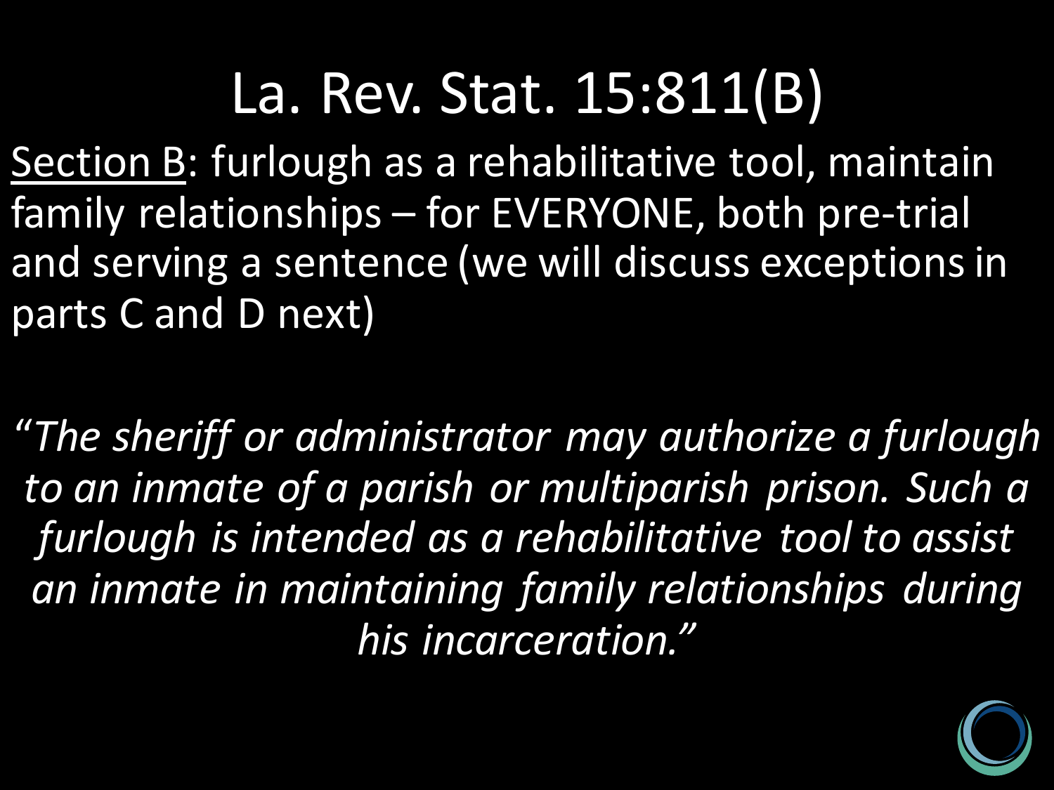# La. Rev. Stat. 15:811(B)

<u>Section B</u>: furlough as a rehabilitative tool, maintain family relationships – for EVERYONE, both pre-trial and serving a sentence (we will discuss exceptions in parts C and D next)

*"The sheriff or administrator may authorize a furlough to an inmate of a parish or multiparish prison. Such a furlough is intended as a rehabilitative tool to assist an inmate in maintaining family relationships during his incarceration."*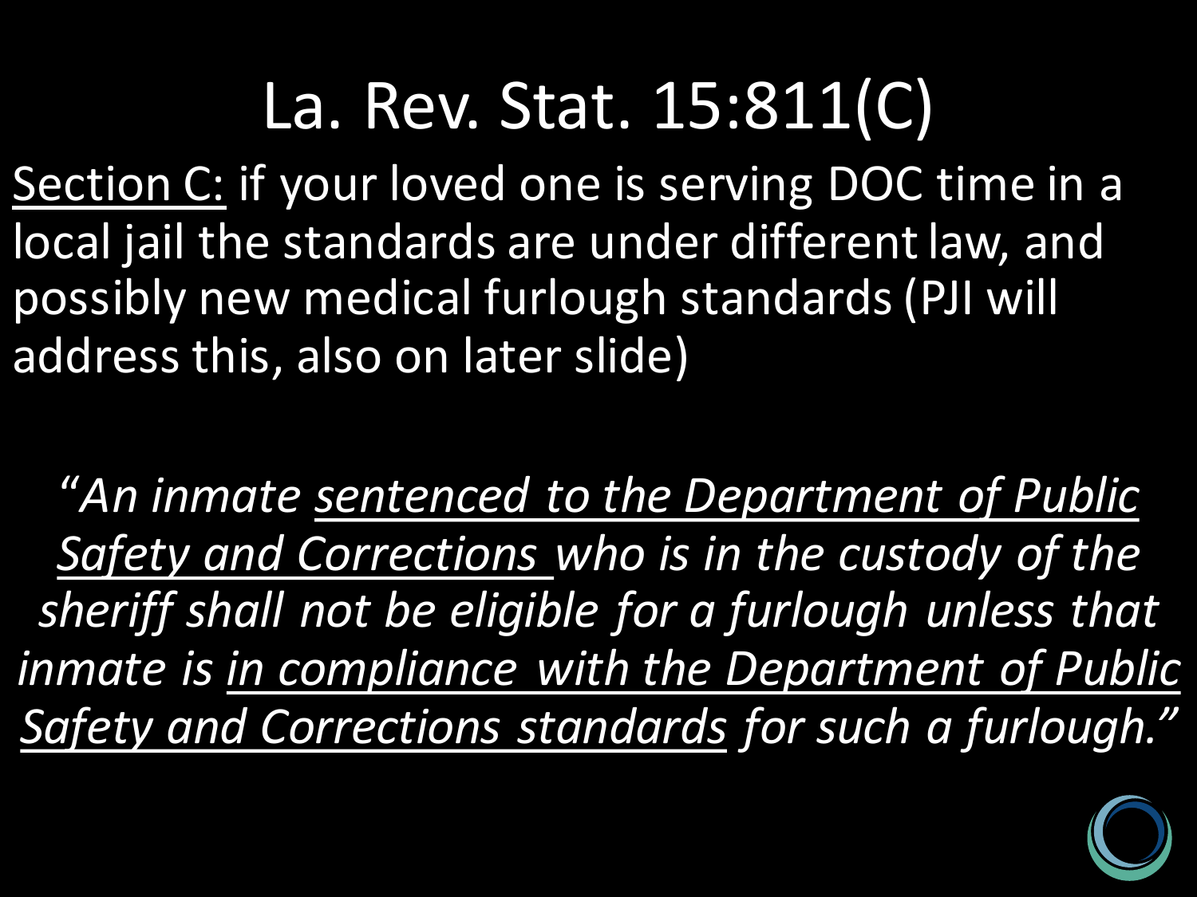# La. Rev. Stat. 15:811(C)

<u>Section C:</u> if your loved one is serving DOC time in a local jail the standards are under different law, and possibly new medical furlough standards (PJI will address this, also on later slide)

*"An inmate <u>sentenced to the Department of Public Safety and Corrections</u> who is in the custody of the sheriff shall not be eligible for a furlough unless that inmate is <u>in compliance with the Department of Public Safety and Corrections standards</u> for such a furlough."*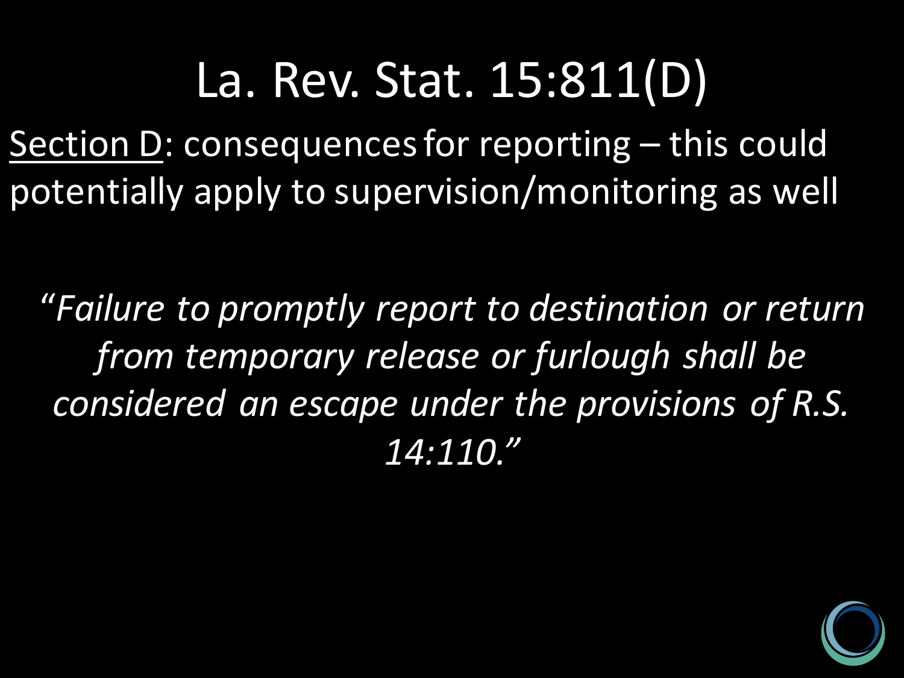# La. Rev. Stat. 15:811(D)

<u>Section D</u>: consequences for reporting – this could potentially apply to supervision/monitoring as well

*"Failure to promptly report to destination or return from temporary release or furlough shall be considered an escape under the provisions of R.S. 14:110."*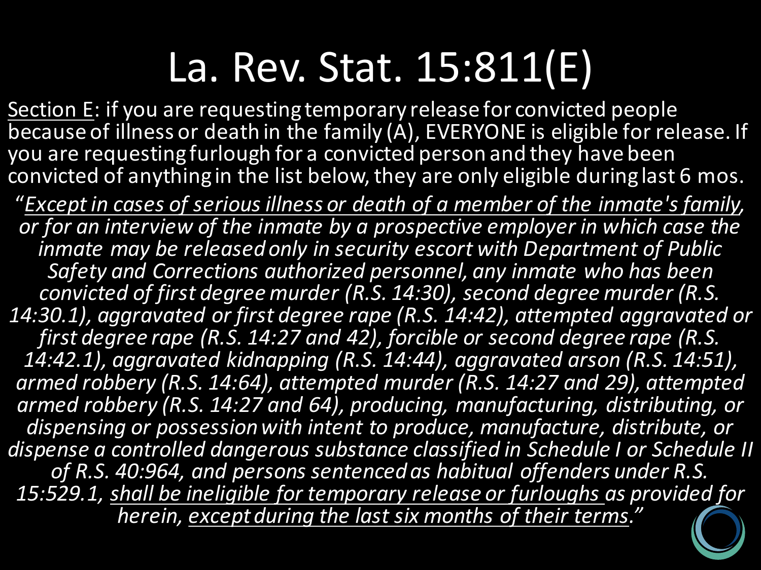# La. Rev. Stat. 15:811(E)

<u>Section E</u>: if you are requesting temporary release for convicted people because of illness or death in the family (A), EVERYONE is eligible for release. If you are requesting furlough for a convicted person and they have been convicted of anything in the list below, they are only eligible during last 6 mos.

"*<u>Except in cases of serious illness or death of a member of the inmate's family</u>, or for an interview of the inmate by a prospective employer in which case the inmate may be released only in security escort with Department of Public Safety and Corrections authorized personnel, any inmate who has been convicted of first degree murder (R.S. 14:30), second degree murder (R.S. 14:30.1), aggravated or first degree rape (R.S. 14:42), attempted aggravated or first degree rape (R.S. 14:27 and 42), forcible or second degree rape (R.S. 14:42.1), aggravated kidnapping (R.S. 14:44), aggravated arson (R.S. 14:51), armed robbery (R.S. 14:64), attempted murder (R.S. 14:27 and 29), attempted armed robbery (R.S. 14:27 and 64), producing, manufacturing, distributing, or dispensing or possession with intent to produce, manufacture, distribute, or dispense a controlled dangerous substance classified in Schedule I or Schedule II of R.S. 40:964, and persons sentenced as habitual offenders under R.S. 15:529.1, <u>shall be ineligible for temporary release or furloughs</u> as provided for herein, <u>except during the last six months of their terms</u>.*"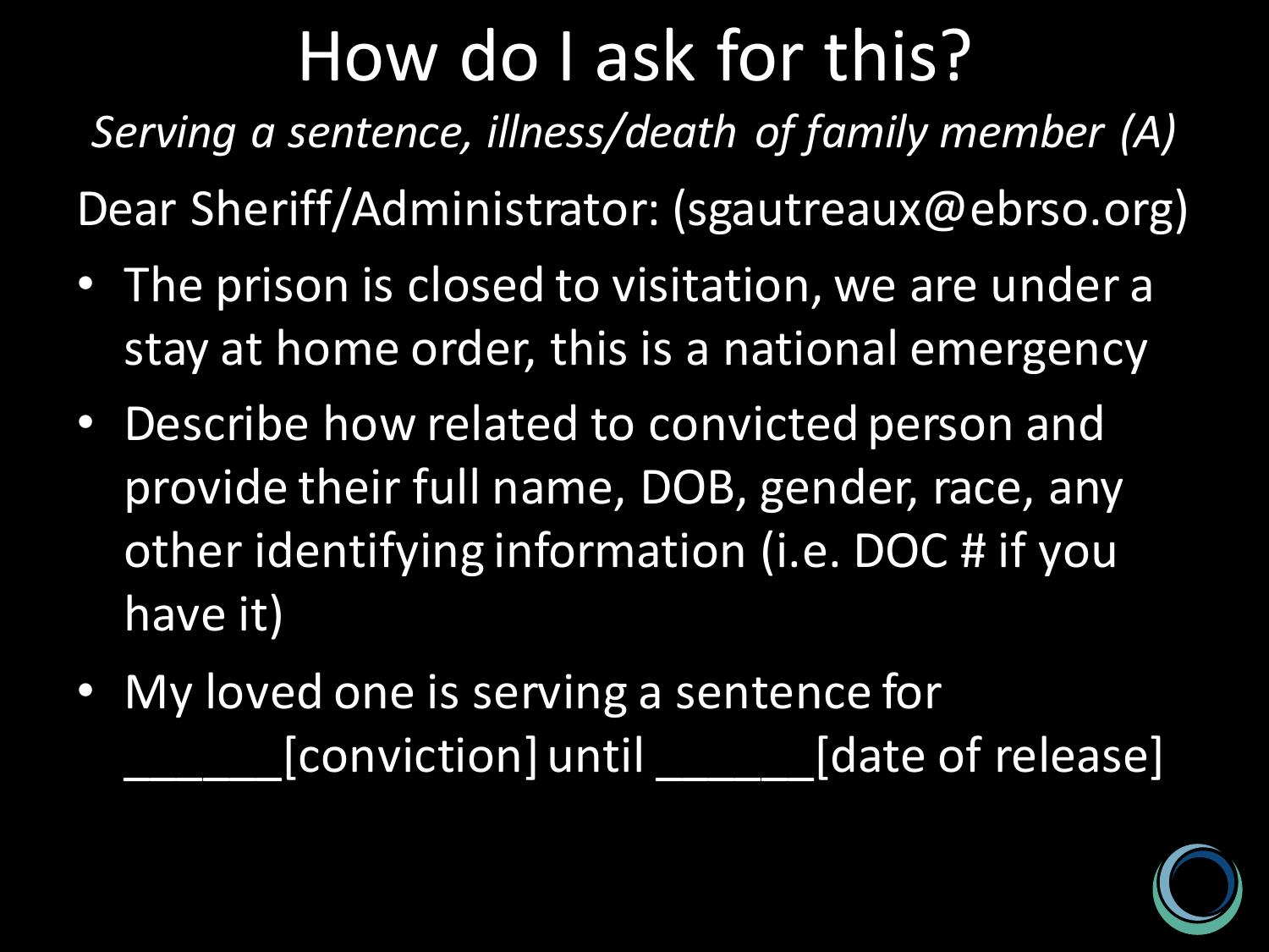# How do I ask for this?

*Serving a sentence, illness/death of family member (A)*

Dear Sheriff/Administrator: (sgautreaux@ebrso.org)

- The prison is closed to visitation, we are under a stay at home order, this is a national emergency
- Describe how related to convicted person and provide their full name, DOB, gender, race, any other identifying information (i.e. DOC # if you have it)
- My loved one is serving a sentence for ______[conviction] until ______[date of release]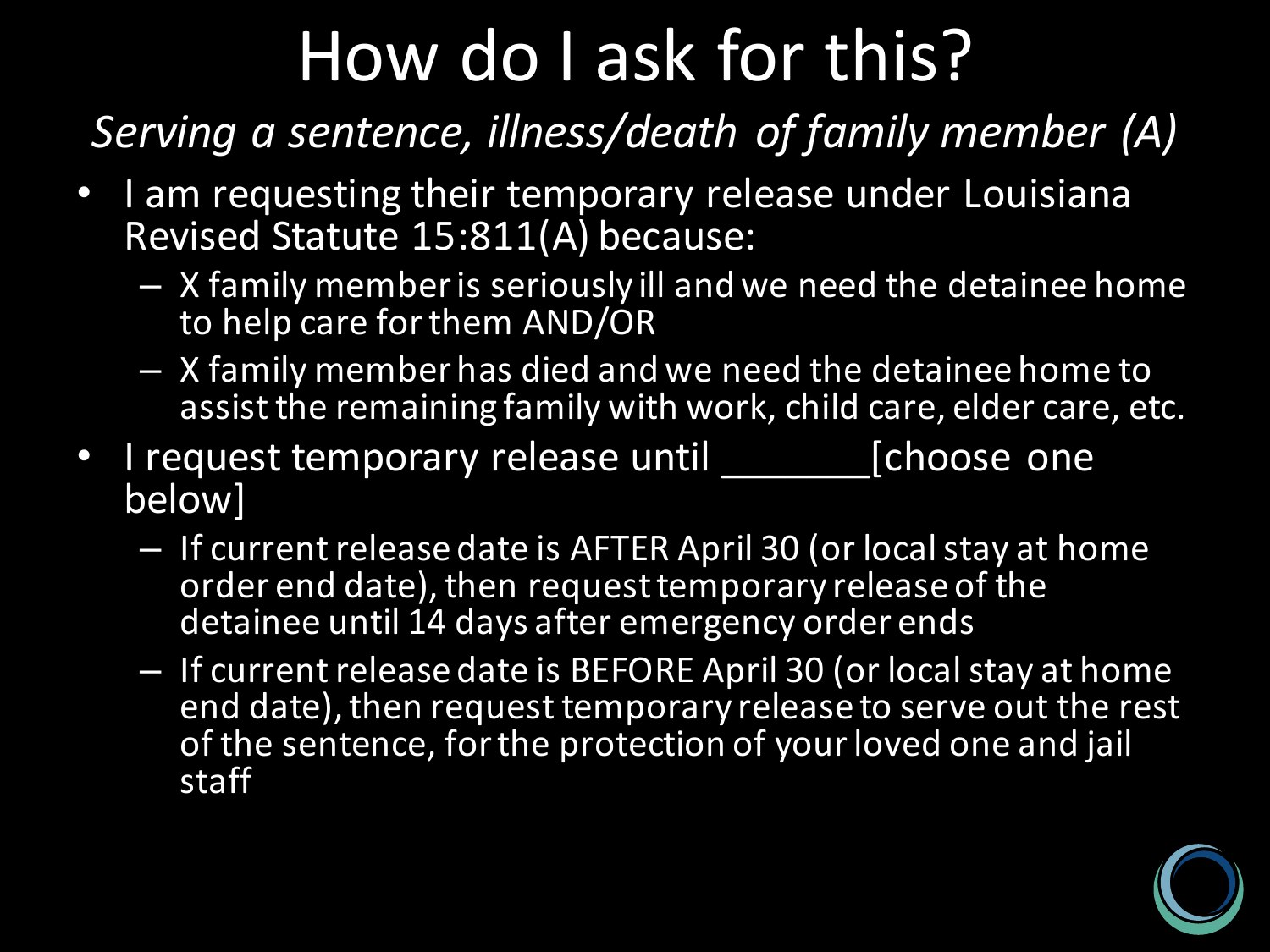# How do I ask for this?

*Serving a sentence, illness/death of family member (A)*

- I am requesting their temporary release under Louisiana Revised Statute 15:811(A) because:
  - X family member is seriously ill and we need the detainee home to help care for them AND/OR
  - X family member has died and we need the detainee home to assist the remaining family with work, child care, elder care, etc.
- I request temporary release until _______[choose one below]
  - If current release date is AFTER April 30 (or local stay at home order end date), then request temporary release of the detainee until 14 days after emergency order ends
  - If current release date is BEFORE April 30 (or local stay at home end date), then request temporary release to serve out the rest of the sentence, for the protection of your loved one and jail staff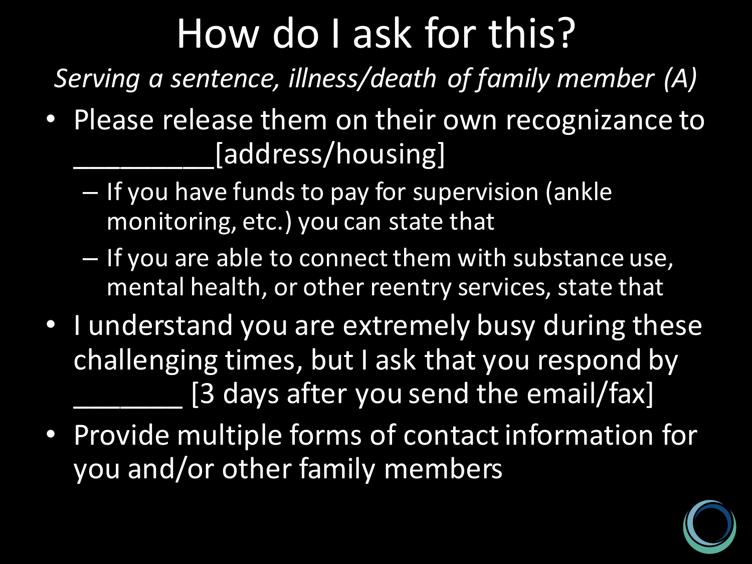# How do I ask for this?

*Serving a sentence, illness/death of family member (A)*

- Please release them on their own recognizance to __________[address/housing]
  - If you have funds to pay for supervision (ankle monitoring, etc.) you can state that
  - If you are able to connect them with substance use, mental health, or other reentry services, state that
- I understand you are extremely busy during these challenging times, but I ask that you respond by ________ [3 days after you send the email/fax]
- Provide multiple forms of contact information for you and/or other family members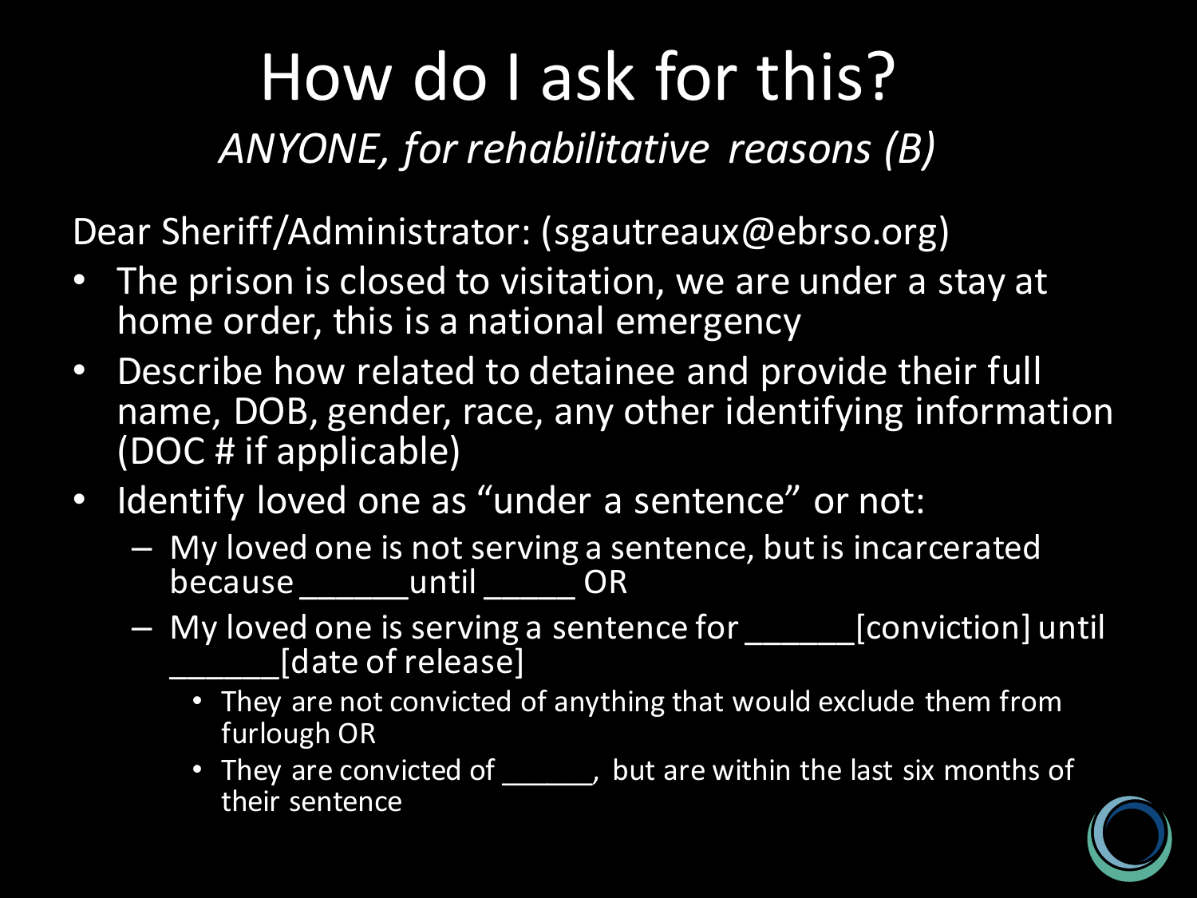# How do I ask for this?

*ANYONE, for rehabilitative reasons (B)*

Dear Sheriff/Administrator: (sgautreaux@ebrso.org)

- The prison is closed to visitation, we are under a stay at home order, this is a national emergency
- Describe how related to detainee and provide their full name, DOB, gender, race, any other identifying information (DOC # if applicable)
- Identify loved one as "under a sentence" or not:
  - My loved one is not serving a sentence, but is incarcerated because ______until _____ OR
  - My loved one is serving a sentence for ______[conviction] until ______[date of release]
    - They are not convicted of anything that would exclude them from furlough OR
    - They are convicted of ______, but are within the last six months of their sentence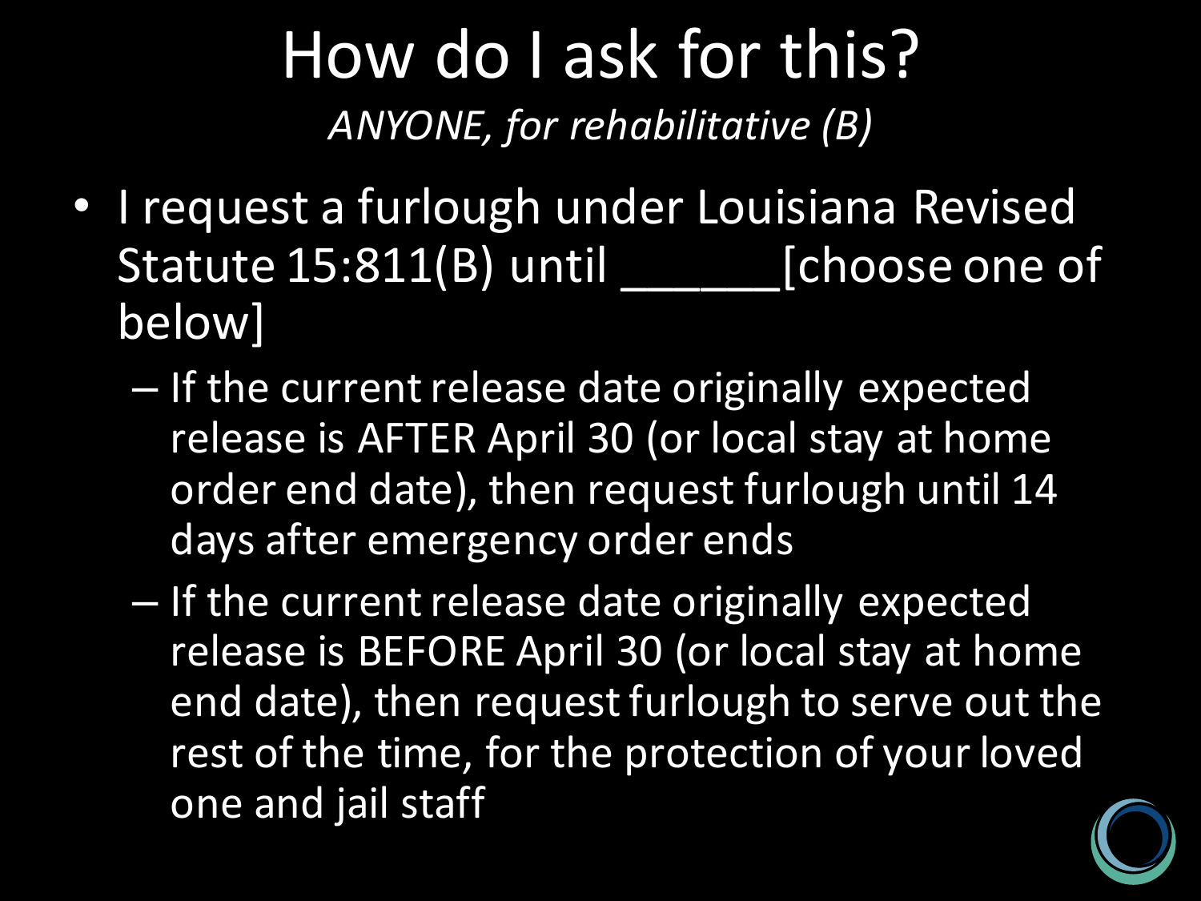# How do I ask for this?

*ANYONE, for rehabilitative (B)*

- I request a furlough under Louisiana Revised Statute 15:811(B) until ______[choose one of below]
  - If the current release date originally expected release is AFTER April 30 (or local stay at home order end date), then request furlough until 14 days after emergency order ends
  - If the current release date originally expected release is BEFORE April 30 (or local stay at home end date), then request furlough to serve out the rest of the time, for the protection of your loved one and jail staff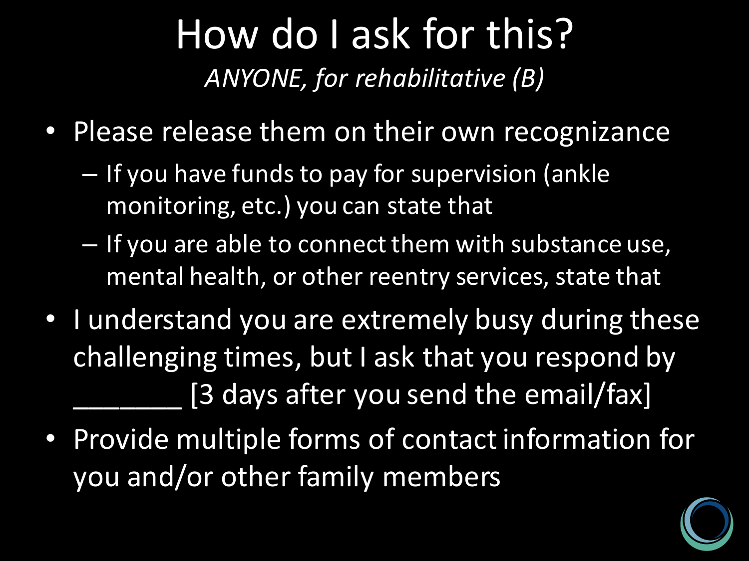# How do I ask for this?

*ANYONE, for rehabilitative (B)*

- Please release them on their own recognizance
  - If you have funds to pay for supervision (ankle monitoring, etc.) you can state that
  - If you are able to connect them with substance use, mental health, or other reentry services, state that
- I understand you are extremely busy during these challenging times, but I ask that you respond by _______ [3 days after you send the email/fax]
- Provide multiple forms of contact information for you and/or other family members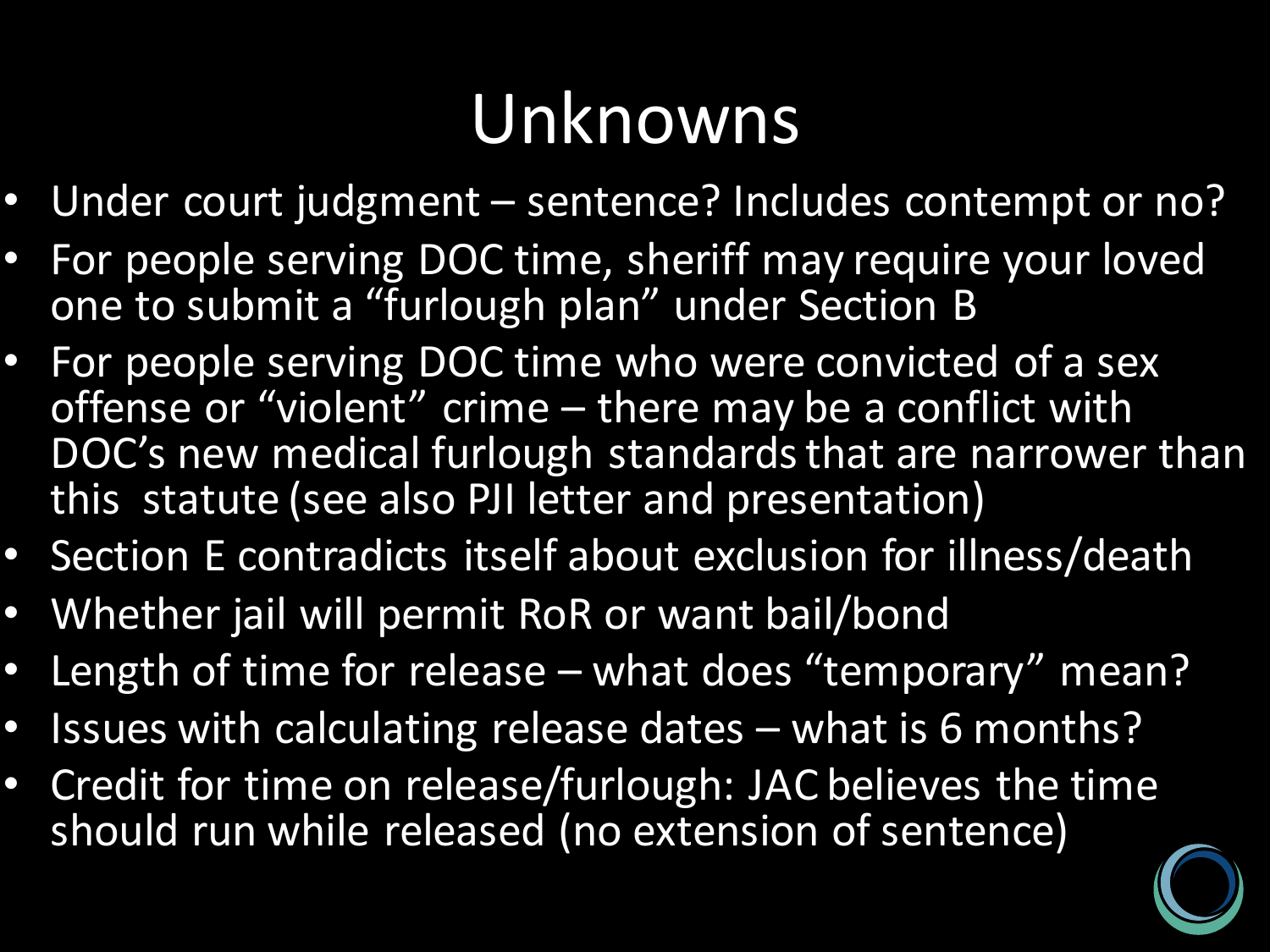# Unknowns

- Under court judgment – sentence? Includes contempt or no?
- For people serving DOC time, sheriff may require your loved one to submit a "furlough plan" under Section B
- For people serving DOC time who were convicted of a sex offense or "violent" crime – there may be a conflict with DOC's new medical furlough standards that are narrower than this statute (see also PJI letter and presentation)
- Section E contradicts itself about exclusion for illness/death
- Whether jail will permit RoR or want bail/bond
- Length of time for release – what does "temporary" mean?
- Issues with calculating release dates – what is 6 months?
- Credit for time on release/furlough: JAC believes the time should run while released (no extension of sentence)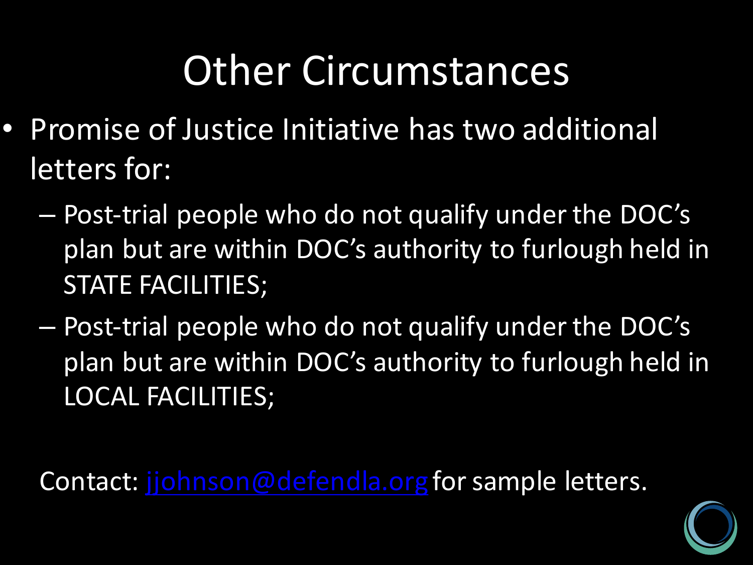# Other Circumstances

- Promise of Justice Initiative has two additional letters for:
  - Post-trial people who do not qualify under the DOC's plan but are within DOC's authority to furlough held in STATE FACILITIES;
  - Post-trial people who do not qualify under the DOC's plan but are within DOC's authority to furlough held in LOCAL FACILITIES;

Contact: [jjohnson@defendla.org](mailto:jjohnson@defendla.org) for sample letters.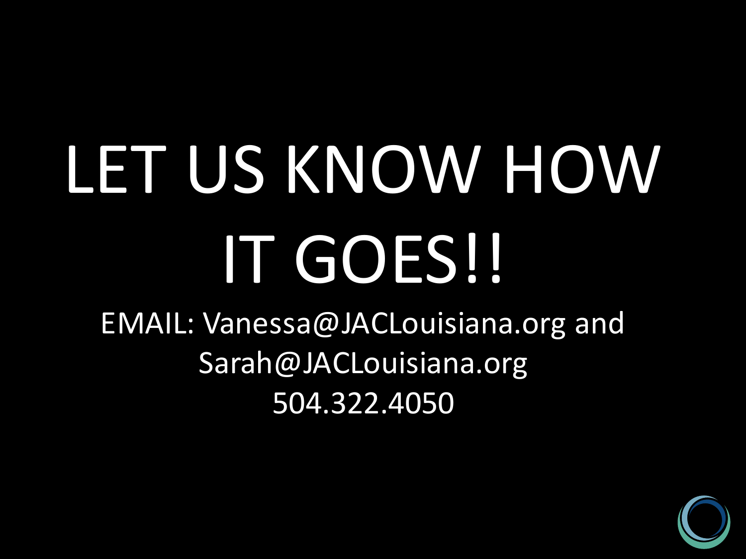# LET US KNOW HOW IT GOES!!

EMAIL: Vanessa@JACLouisiana.org and Sarah@JACLouisiana.org

504.322.4050